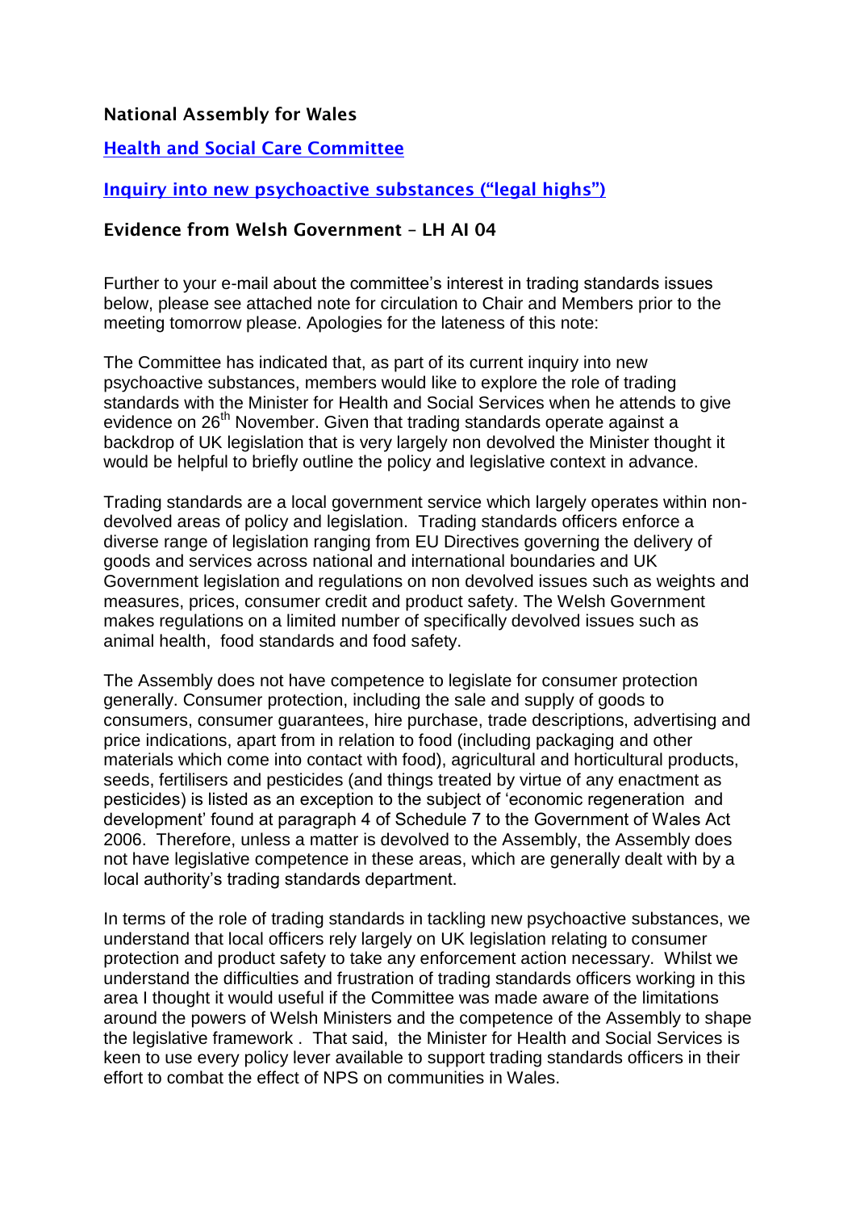**National Assembly for Wales**

**[Health and Social Care Committee]**

**[Inquiry into new psychoactive substances ("legal highs")]**

**Evidence from Welsh Government – LH AI 04**

Further to your e-mail about the committee's interest in trading standards issues below, please see attached note for circulation to Chair and Members prior to the meeting tomorrow please. Apologies for the lateness of this note:

The Committee has indicated that, as part of its current inquiry into new psychoactive substances, members would like to explore the role of trading standards with the Minister for Health and Social Services when he attends to give evidence on 26th November. Given that trading standards operate against a backdrop of UK legislation that is very largely non devolved the Minister thought it would be helpful to briefly outline the policy and legislative context in advance.

Trading standards are a local government service which largely operates within non-devolved areas of policy and legislation. Trading standards officers enforce a diverse range of legislation ranging from EU Directives governing the delivery of goods and services across national and international boundaries and UK Government legislation and regulations on non devolved issues such as weights and measures, prices, consumer credit and product safety. The Welsh Government makes regulations on a limited number of specifically devolved issues such as animal health, food standards and food safety.

The Assembly does not have competence to legislate for consumer protection generally. Consumer protection, including the sale and supply of goods to consumers, consumer guarantees, hire purchase, trade descriptions, advertising and price indications, apart from in relation to food (including packaging and other materials which come into contact with food), agricultural and horticultural products, seeds, fertilisers and pesticides (and things treated by virtue of any enactment as pesticides) is listed as an exception to the subject of 'economic regeneration and development' found at paragraph 4 of Schedule 7 to the Government of Wales Act 2006. Therefore, unless a matter is devolved to the Assembly, the Assembly does not have legislative competence in these areas, which are generally dealt with by a local authority's trading standards department.

In terms of the role of trading standards in tackling new psychoactive substances, we understand that local officers rely largely on UK legislation relating to consumer protection and product safety to take any enforcement action necessary. Whilst we understand the difficulties and frustration of trading standards officers working in this area I thought it would useful if the Committee was made aware of the limitations around the powers of Welsh Ministers and the competence of the Assembly to shape the legislative framework . That said, the Minister for Health and Social Services is keen to use every policy lever available to support trading standards officers in their effort to combat the effect of NPS on communities in Wales.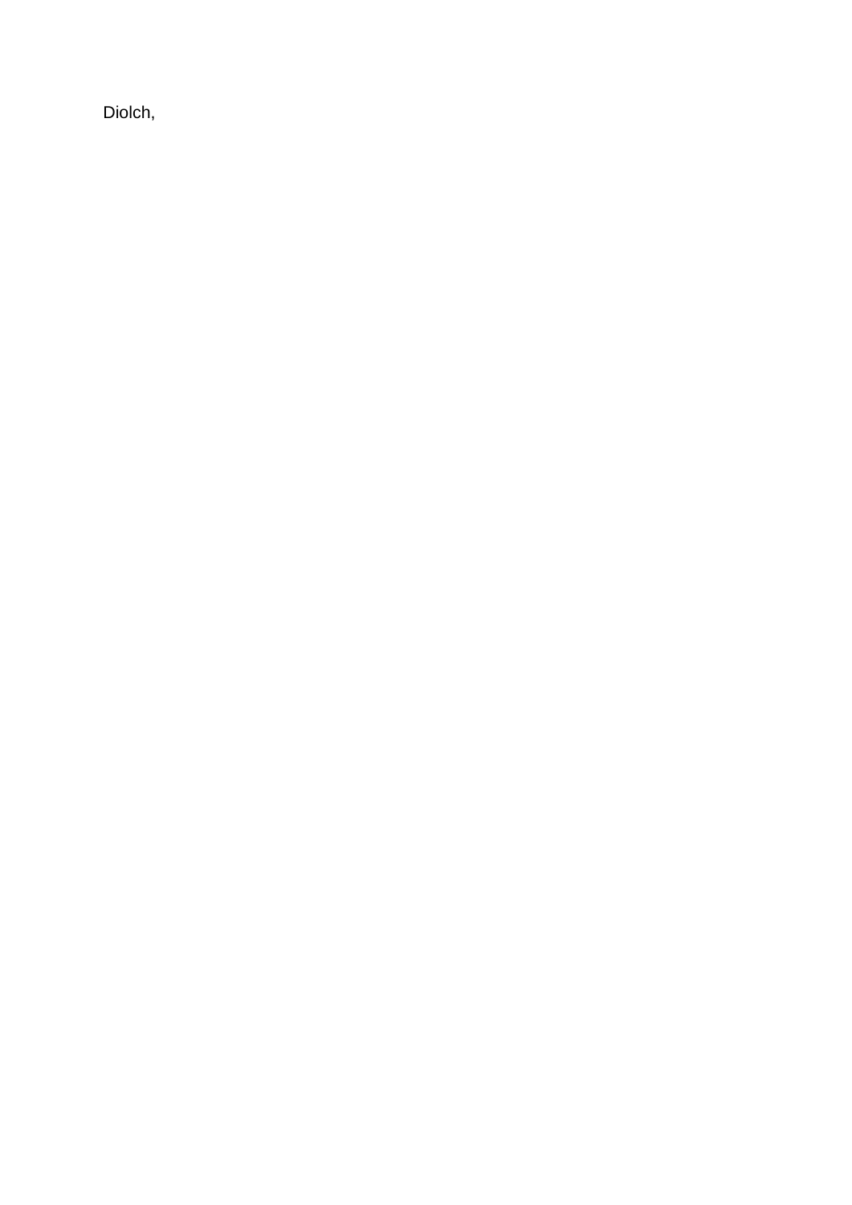Diolch,